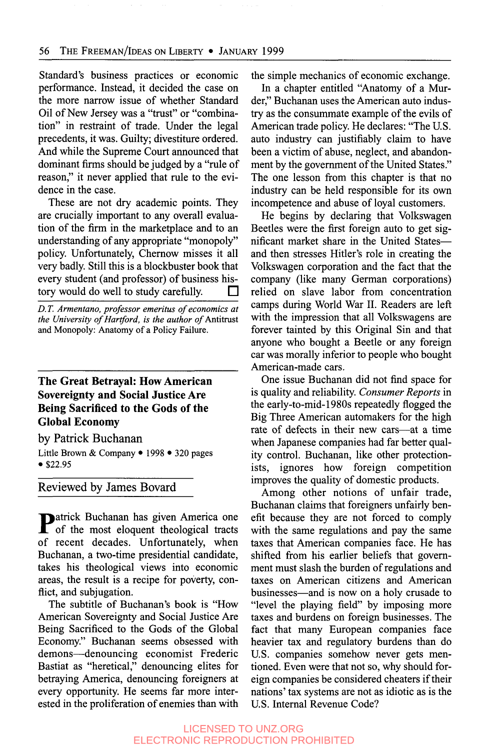Standard's business practices or economic performance. Instead, it decided the case on the more narrow issue of whether Standard Oil of New Jersey was a "trust" or "combination" in restraint of trade. Under the legal precedents, it was. Guilty; divestiture ordered. And while the Supreme Court announced that dominant firms should be judged by a "rule of reason," it never applied that rule to the evidence in the case.

These are not dry academic points. They are crucially important to any overall evaluation of the firm in the marketplace and to an understanding of any appropriate "monopoly" policy. Unfortunately, Chernow misses it all very badly. Still this is a blockbuster book that every student (and professor) of business history would do well to study carefully. □

*D.T. Armentano, professor emeritus of economics at the University of Hartford, is the author of* Antitrust and Monopoly: Anatomy of a Policy Failure.

---

## The Great Betrayal: How American Sovereignty and Social Justice Are Being Sacrificed to the Gods of the Global Economy

by Patrick Buchanan

Little Brown & Company • 1998 • 320 pages • $22.95

Reviewed by James Bovard

Patrick Buchanan has given America one of the most eloquent theological tracts of recent decades. Unfortunately, when Buchanan, a two-time presidential candidate, takes his theological views into economic areas, the result is a recipe for poverty, conflict, and subjugation.

The subtitle of Buchanan's book is "How American Sovereignty and Social Justice Are Being Sacrificed to the Gods of the Global Economy." Buchanan seems obsessed with demons—denouncing economist Frederic Bastiat as "heretical," denouncing elites for betraying America, denouncing foreigners at every opportunity. He seems far more interested in the proliferation of enemies than with the simple mechanics of economic exchange.

In a chapter entitled "Anatomy of a Murder," Buchanan uses the American auto industry as the consummate example of the evils of American trade policy. He declares: "The U.S. auto industry can justifiably claim to have been a victim of abuse, neglect, and abandonment by the government of the United States." The one lesson from this chapter is that no industry can be held responsible for its own incompetence and abuse of loyal customers.

He begins by declaring that Volkswagen Beetles were the first foreign auto to get significant market share in the United States—and then stresses Hitler's role in creating the Volkswagen corporation and the fact that the company (like many German corporations) relied on slave labor from concentration camps during World War II. Readers are left with the impression that all Volkswagens are forever tainted by this Original Sin and that anyone who bought a Beetle or any foreign car was morally inferior to people who bought American-made cars.

One issue Buchanan did not find space for is quality and reliability. *Consumer Reports* in the early-to-mid-1980s repeatedly flogged the Big Three American automakers for the high rate of defects in their new cars—at a time when Japanese companies had far better quality control. Buchanan, like other protectionists, ignores how foreign competition improves the quality of domestic products.

Among other notions of unfair trade, Buchanan claims that foreigners unfairly benefit because they are not forced to comply with the same regulations and pay the same taxes that American companies face. He has shifted from his earlier beliefs that government must slash the burden of regulations and taxes on American citizens and American businesses—and is now on a holy crusade to "level the playing field" by imposing more taxes and burdens on foreign businesses. The fact that many European companies face heavier tax and regulatory burdens than do U.S. companies somehow never gets mentioned. Even were that not so, why should foreign companies be considered cheaters if their nations' tax systems are not as idiotic as is the U.S. Internal Revenue Code?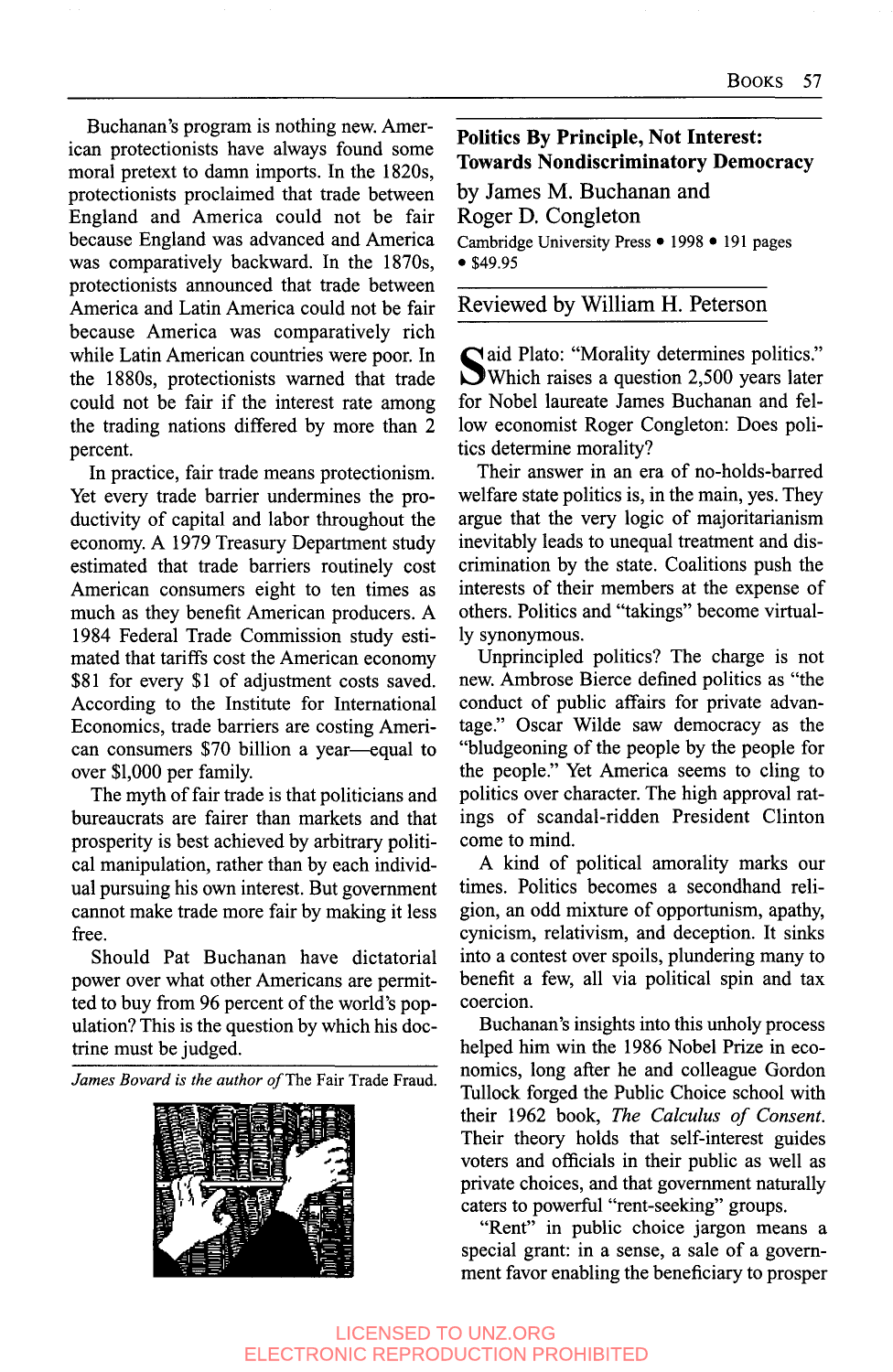Buchanan's program is nothing new. American protectionists have always found some moral pretext to damn imports. In the 1820s, protectionists proclaimed that trade between England and America could not be fair because England was advanced and America was comparatively backward. In the 1870s, protectionists announced that trade between America and Latin America could not be fair because America was comparatively rich while Latin American countries were poor. In the 1880s, protectionists warned that trade could not be fair if the interest rate among the trading nations differed by more than 2 percent.

In practice, fair trade means protectionism. Yet every trade barrier undermines the productivity of capital and labor throughout the economy. A 1979 Treasury Department study estimated that trade barriers routinely cost American consumers eight to ten times as much as they benefit American producers. A 1984 Federal Trade Commission study estimated that tariffs cost the American economy $81 for every $1 of adjustment costs saved. According to the Institute for International Economics, trade barriers are costing American consumers $70 billion a year—equal to over $1,000 per family.

The myth of fair trade is that politicians and bureaucrats are fairer than markets and that prosperity is best achieved by arbitrary political manipulation, rather than by each individual pursuing his own interest. But government cannot make trade more fair by making it less free.

Should Pat Buchanan have dictatorial power over what other Americans are permitted to buy from 96 percent of the world's population? This is the question by which his doctrine must be judged.

*James Bovard is the author of* The Fair Trade Fraud.

## Politics By Principle, Not Interest: Towards Nondiscriminatory Democracy

by James M. Buchanan and Roger D. Congleton

Cambridge University Press • 1998 • 191 pages • $49.95

Reviewed by William H. Peterson

Said Plato: "Morality determines politics." Which raises a question 2,500 years later for Nobel laureate James Buchanan and fellow economist Roger Congleton: Does politics determine morality?

Their answer in an era of no-holds-barred welfare state politics is, in the main, yes. They argue that the very logic of majoritarianism inevitably leads to unequal treatment and discrimination by the state. Coalitions push the interests of their members at the expense of others. Politics and "takings" become virtually synonymous.

Unprincipled politics? The charge is not new. Ambrose Bierce defined politics as "the conduct of public affairs for private advantage." Oscar Wilde saw democracy as the "bludgeoning of the people by the people for the people." Yet America seems to cling to politics over character. The high approval ratings of scandal-ridden President Clinton come to mind.

A kind of political amorality marks our times. Politics becomes a secondhand religion, an odd mixture of opportunism, apathy, cynicism, relativism, and deception. It sinks into a contest over spoils, plundering many to benefit a few, all via political spin and tax coercion.

Buchanan's insights into this unholy process helped him win the 1986 Nobel Prize in economics, long after he and colleague Gordon Tullock forged the Public Choice school with their 1962 book, *The Calculus of Consent*. Their theory holds that self-interest guides voters and officials in their public as well as private choices, and that government naturally caters to powerful "rent-seeking" groups.

"Rent" in public choice jargon means a special grant: in a sense, a sale of a government favor enabling the beneficiary to prosper